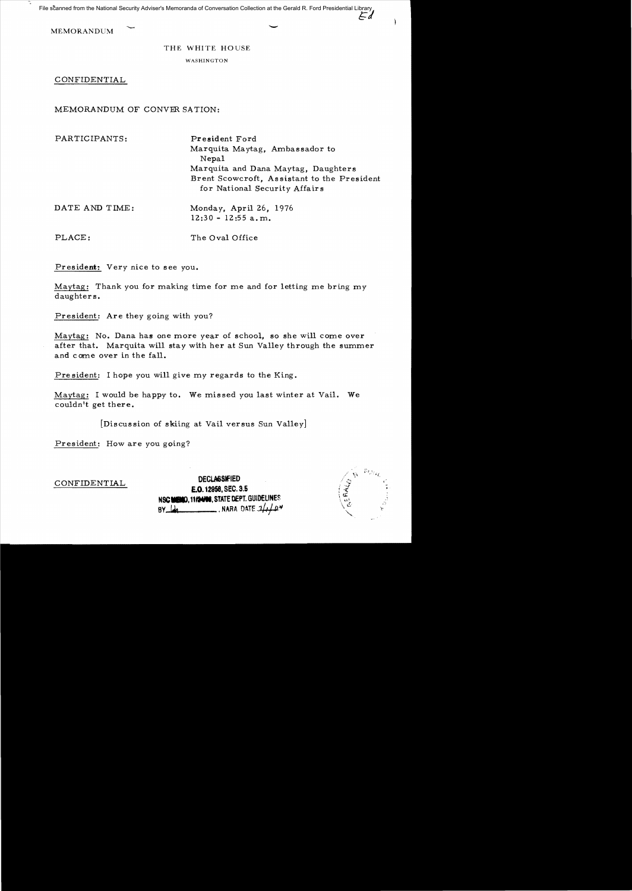File scanned from the National Security Adviser's Memoranda of Conversation Collection at the Gerald R. Ford Presidential Library

MEMORANDUM

THE WHITE HOUSE

WASHINGTON

CONFIDENTIAL

MEMORANDUM OF CONVERSATION:

| | |
|---|---|
| PARTICIPANTS: | President Ford<br>Marquita Maytag, Ambassador to Nepal<br>Marquita and Dana Maytag, Daughters<br>Brent Scowcroft, Assistant to the President for National Security Affairs |
| DATE AND TIME: | Monday, April 26, 1976<br>12:30 - 12:55 a.m. |
| PLACE: | The Oval Office |

President: Very nice to see you.

Maytag: Thank you for making time for me and for letting me bring my daughters.

President: Are they going with you?

Maytag: No. Dana has one more year of school, so she will come over after that. Marquita will stay with her at Sun Valley through the summer and come over in the fall.

President: I hope you will give my regards to the King.

Maytag: I would be happy to. We missed you last winter at Vail. We couldn't get there.

[Discussion of skiing at Vail versus Sun Valley]

President: How are you going?

CONFIDENTIAL

DECLASSIFIED
E.O. 12958, SEC. 3.5
NSC MEMO, 11/24/98, STATE DEPT. GUIDELINES
BY ___ , NARA DATE ___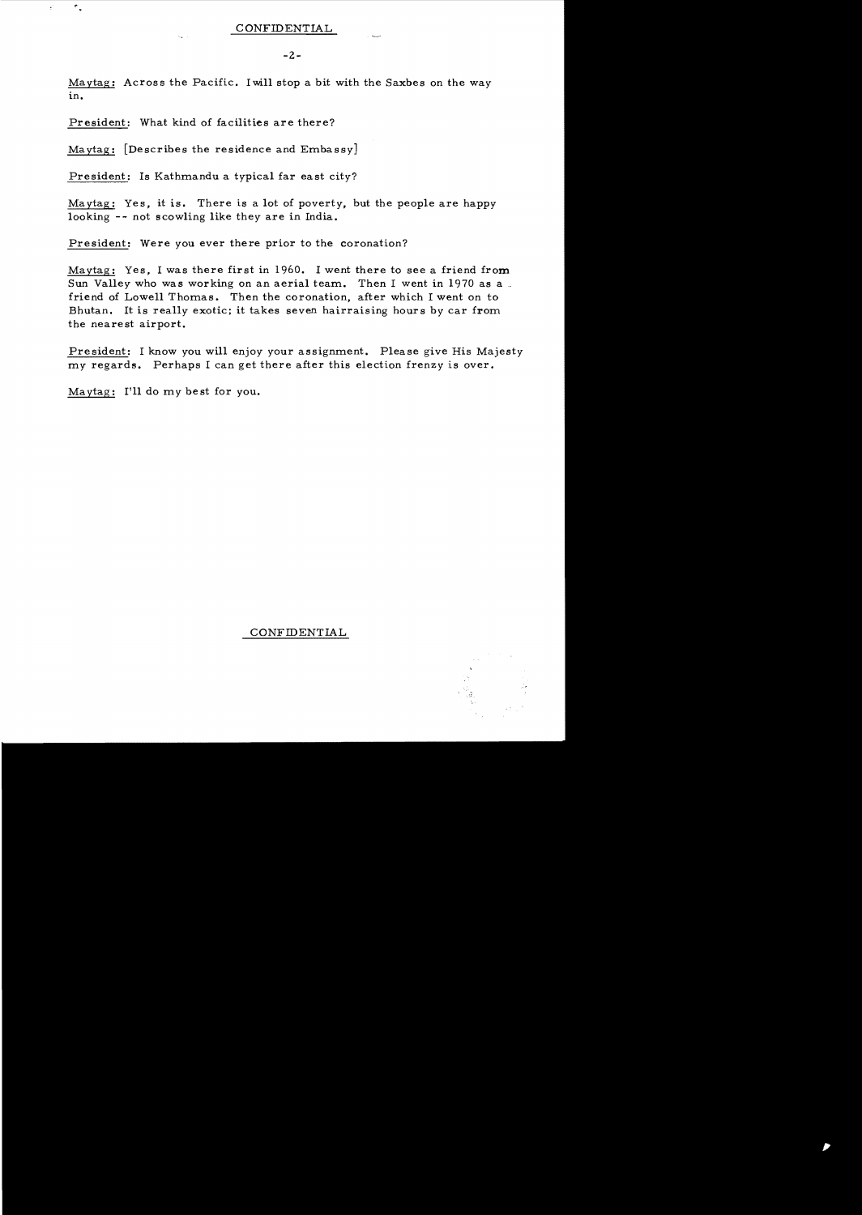CONFIDENTIAL

Maytag: Across the Pacific. I will stop a bit with the Saxbes on the way in.

President: What kind of facilities are there?

Maytag: [Describes the residence and Embassy]

President: Is Kathmandu a typical far east city?

Maytag: Yes, it is. There is a lot of poverty, but the people are happy looking -- not scowling like they are in India.

President: Were you ever there prior to the coronation?

Maytag: Yes, I was there first in 1960. I went there to see a friend from Sun Valley who was working on an aerial team. Then I went in 1970 as a friend of Lowell Thomas. Then the coronation, after which I went on to Bhutan. It is really exotic; it takes seven hairraising hours by car from the nearest airport.

President: I know you will enjoy your assignment. Please give His Majesty my regards. Perhaps I can get there after this election frenzy is over.

Maytag: I'll do my best for you.

CONFIDENTIAL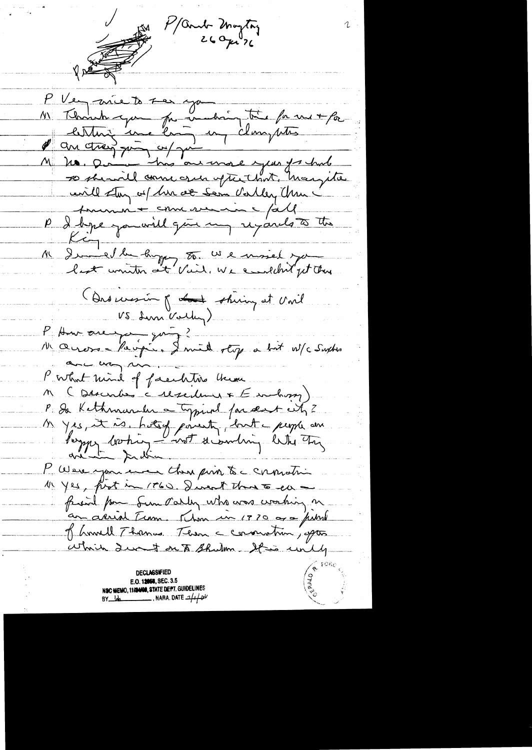P/Amb Moynihan
26 Apr 76

P Very nice to see you

M Thank you for making time for me + for letting me bring my daughters

P Are they going w/ you

M No. One has one more year of school so she will come over after that. Margaret will stay w/ her at Sun Valley then summer + come over in the fall

P I hope you will give my regards to the King

M I would be happy to. We missed you last winter at Vail. We couldn't get there

(Discussion of skiing at Vail vs Sun Valley)

P How are you going?

M Across the Pacific. I will stop a bit w/ the Sultans around us.

P What kind of facilities there

M (Describes the residence + Embassy)

P Is Kathmandu a typical far east city?

M Yes, it is, lots of poverty, but the people are happy looking – not scowling like they are in India.

P Were you ever there prior to the coronation

M Yes, first in 1960. I went there to see a friend from Sun Valley who was working on an aerial Team. Then in 1970 as a friend of Lowell Thomas. Then the coronation, after which I went on to Bhutan. It is really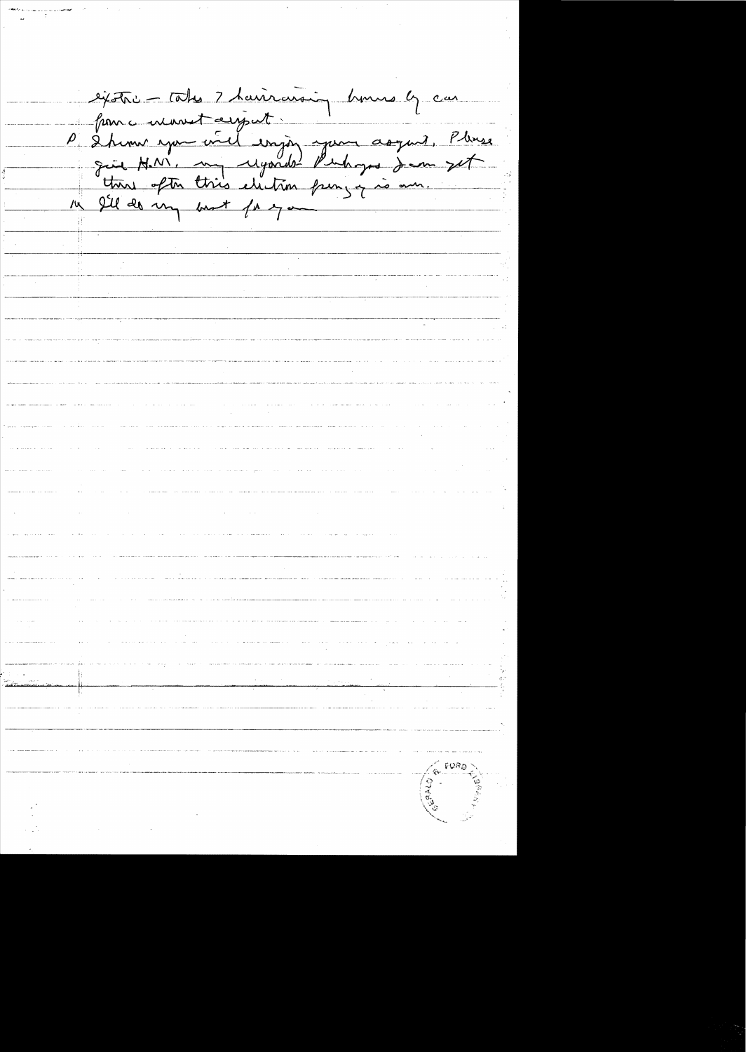exotic – takes 7 harrowing hours by car from nearest airport.

P I know you will enjoy your assignment. Please give H.M. my regards. Perhaps I can get there after this election frenzy is over.

M I'll do my best for you